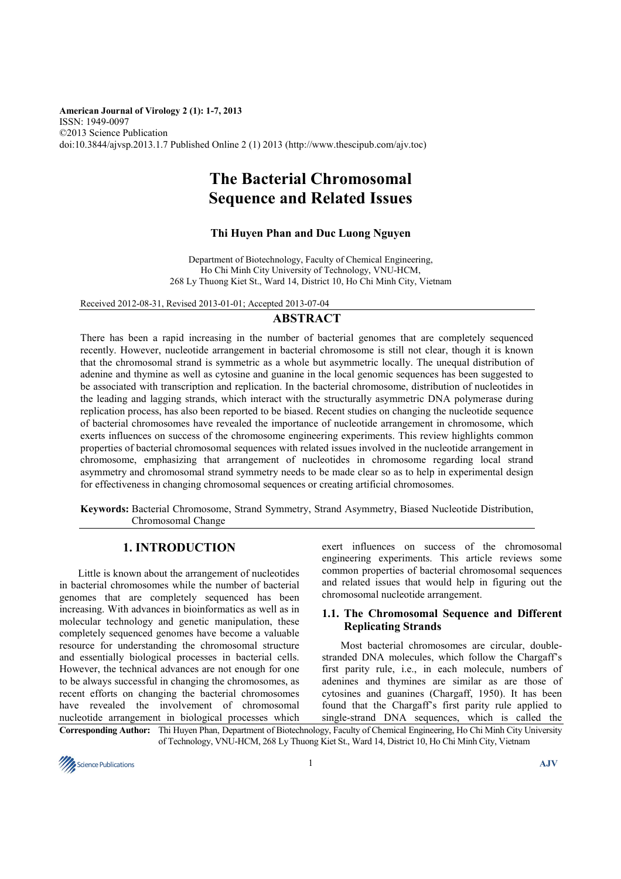American Journal of Virology 2 (1): 1-7, 2013
ISSN: 1949-0097
©2013 Science Publication
doi:10.3844/ajvsp.2013.1.7 Published Online 2 (1) 2013 (http://www.thescipub.com/ajv.toc)

# The Bacterial Chromosomal Sequence and Related Issues

**Thi Huyen Phan and Duc Luong Nguyen**

Department of Biotechnology, Faculty of Chemical Engineering,
Ho Chi Minh City University of Technology, VNU-HCM,
268 Ly Thuong Kiet St., Ward 14, District 10, Ho Chi Minh City, Vietnam

Received 2012-08-31, Revised 2013-01-01; Accepted 2013-07-04

## ABSTRACT

There has been a rapid increasing in the number of bacterial genomes that are completely sequenced recently. However, nucleotide arrangement in bacterial chromosome is still not clear, though it is known that the chromosomal strand is symmetric as a whole but asymmetric locally. The unequal distribution of adenine and thymine as well as cytosine and guanine in the local genomic sequences has been suggested to be associated with transcription and replication. In the bacterial chromosome, distribution of nucleotides in the leading and lagging strands, which interact with the structurally asymmetric DNA polymerase during replication process, has also been reported to be biased. Recent studies on changing the nucleotide sequence of bacterial chromosomes have revealed the importance of nucleotide arrangement in chromosome, which exerts influences on success of the chromosome engineering experiments. This review highlights common properties of bacterial chromosomal sequences with related issues involved in the nucleotide arrangement in chromosome, emphasizing that arrangement of nucleotides in chromosome regarding local strand asymmetry and chromosomal strand symmetry needs to be made clear so as to help in experimental design for effectiveness in changing chromosomal sequences or creating artificial chromosomes.

**Keywords:** Bacterial Chromosome, Strand Symmetry, Strand Asymmetry, Biased Nucleotide Distribution, Chromosomal Change

## 1. INTRODUCTION

Little is known about the arrangement of nucleotides in bacterial chromosomes while the number of bacterial genomes that are completely sequenced has been increasing. With advances in bioinformatics as well as in molecular technology and genetic manipulation, these completely sequenced genomes have become a valuable resource for understanding the chromosomal structure and essentially biological processes in bacterial cells. However, the technical advances are not enough for one to be always successful in changing the chromosomes, as recent efforts on changing the bacterial chromosomes have revealed the involvement of chromosomal nucleotide arrangement in biological processes which exert influences on success of the chromosomal engineering experiments. This article reviews some common properties of bacterial chromosomal sequences and related issues that would help in figuring out the chromosomal nucleotide arrangement.

### 1.1. The Chromosomal Sequence and Different Replicating Strands

Most bacterial chromosomes are circular, double-stranded DNA molecules, which follow the Chargaff's first parity rule, i.e., in each molecule, numbers of adenines and thymines are similar as are those of cytosines and guanines (Chargaff, 1950). It has been found that the Chargaff's first parity rule applied to single-strand DNA sequences, which is called the

**Corresponding Author:** Thi Huyen Phan, Department of Biotechnology, Faculty of Chemical Engineering, Ho Chi Minh City University of Technology, VNU-HCM, 268 Ly Thuong Kiet St., Ward 14, District 10, Ho Chi Minh City, Vietnam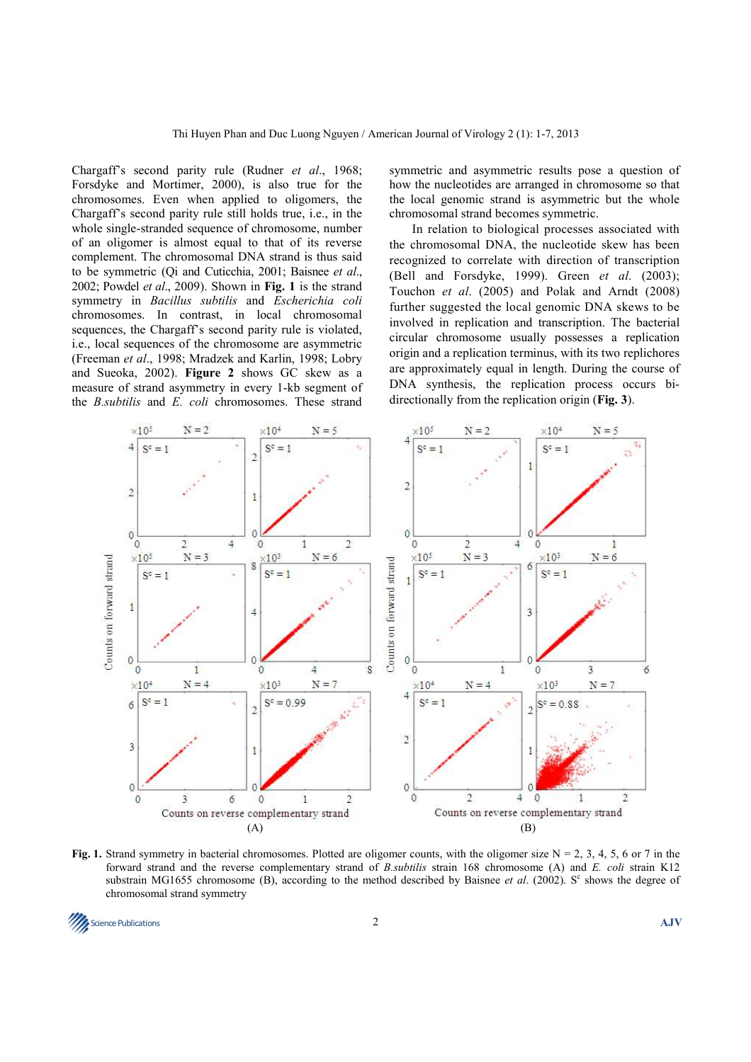Chargaff's second parity rule (Rudner *et al*., 1968; Forsdyke and Mortimer, 2000), is also true for the chromosomes. Even when applied to oligomers, the Chargaff's second parity rule still holds true, i.e., in the whole single-stranded sequence of chromosome, number of an oligomer is almost equal to that of its reverse complement. The chromosomal DNA strand is thus said to be symmetric (Qi and Cuticchia, 2001; Baisnee *et al*., 2002; Powdel *et al*., 2009). Shown in **Fig. 1** is the strand symmetry in *Bacillus subtilis* and *Escherichia coli* chromosomes. In contrast, in local chromosomal sequences, the Chargaff's second parity rule is violated, i.e., local sequences of the chromosome are asymmetric (Freeman *et al*., 1998; Mradzek and Karlin, 1998; Lobry and Sueoka, 2002). **Figure 2** shows GC skew as a measure of strand asymmetry in every 1-kb segment of the *B.subtilis* and *E. coli* chromosomes. These strand symmetric and asymmetric results pose a question of how the nucleotides are arranged in chromosome so that the local genomic strand is asymmetric but the whole chromosomal strand becomes symmetric.

In relation to biological processes associated with the chromosomal DNA, the nucleotide skew has been recognized to correlate with direction of transcription (Bell and Forsdyke, 1999). Green *et al*. (2003); Touchon *et al*. (2005) and Polak and Arndt (2008) further suggested the local genomic DNA skews to be involved in replication and transcription. The bacterial circular chromosome usually possesses a replication origin and a replication terminus, with its two replichores are approximately equal in length. During the course of DNA synthesis, the replication process occurs bi-directionally from the replication origin (**Fig. 3**).

**Fig. 1.** Strand symmetry in bacterial chromosomes. Plotted are oligomer counts, with the oligomer size N = 2, 3, 4, 5, 6 or 7 in the forward strand and the reverse complementary strand of *B.subtilis* strain 168 chromosome (A) and *E. coli* strain K12 substrain MG1655 chromosome (B), according to the method described by Baisnee *et al*. (2002). $S^c$ shows the degree of chromosomal strand symmetry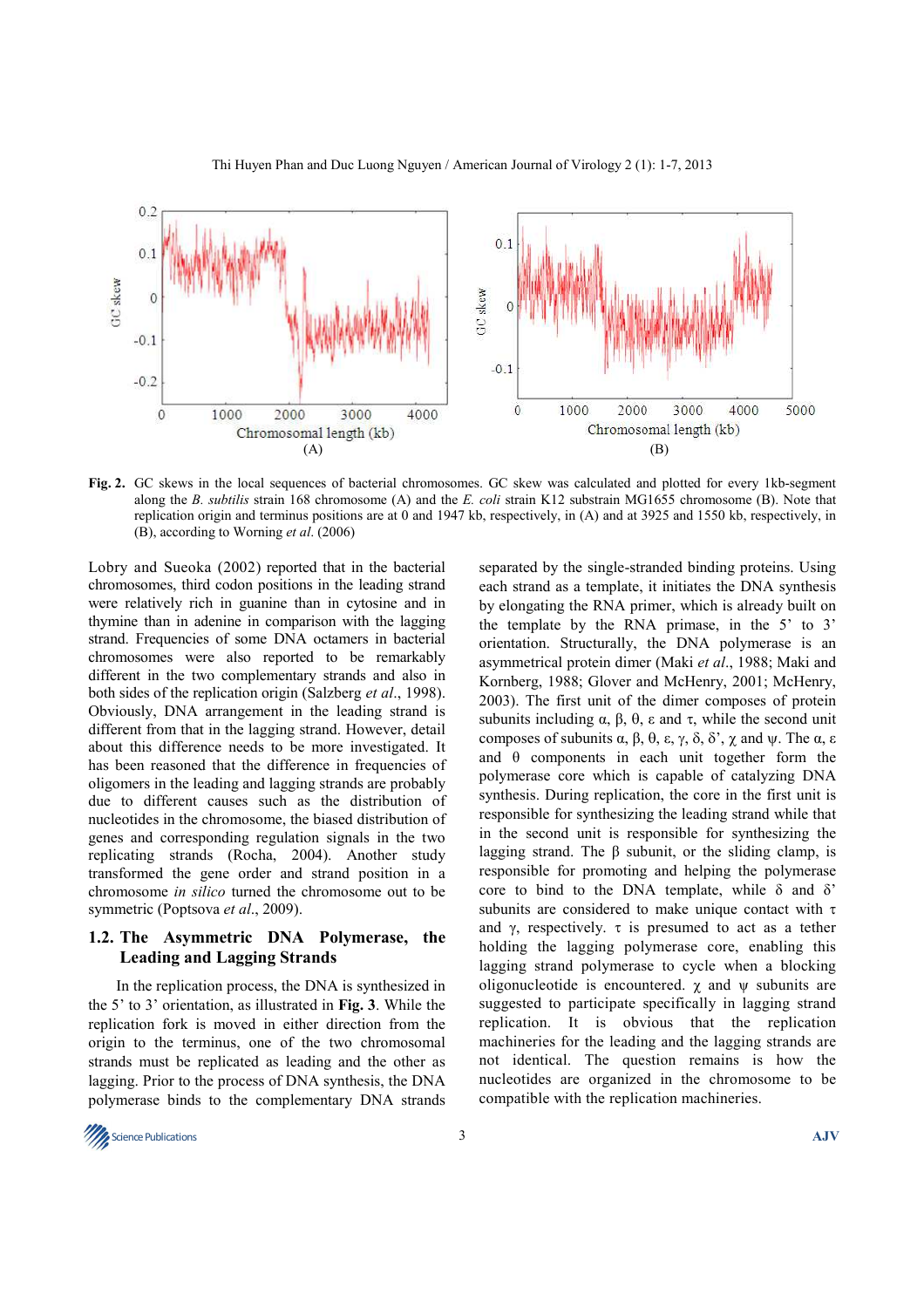**Fig. 2.** GC skews in the local sequences of bacterial chromosomes. GC skew was calculated and plotted for every 1kb-segment along the *B. subtilis* strain 168 chromosome (A) and the *E. coli* strain K12 substrain MG1655 chromosome (B). Note that replication origin and terminus positions are at 0 and 1947 kb, respectively, in (A) and at 3925 and 1550 kb, respectively, in (B), according to Worning *et al*. (2006)

Lobry and Sueoka (2002) reported that in the bacterial chromosomes, third codon positions in the leading strand were relatively rich in guanine than in cytosine and in thymine than in adenine in comparison with the lagging strand. Frequencies of some DNA octamers in bacterial chromosomes were also reported to be remarkably different in the two complementary strands and also in both sides of the replication origin (Salzberg *et al*., 1998). Obviously, DNA arrangement in the leading strand is different from that in the lagging strand. However, detail about this difference needs to be more investigated. It has been reasoned that the difference in frequencies of oligomers in the leading and lagging strands are probably due to different causes such as the distribution of nucleotides in the chromosome, the biased distribution of genes and corresponding regulation signals in the two replicating strands (Rocha, 2004). Another study transformed the gene order and strand position in a chromosome *in silico* turned the chromosome out to be symmetric (Poptsova *et al*., 2009).

### 1.2. The Asymmetric DNA Polymerase, the Leading and Lagging Strands

In the replication process, the DNA is synthesized in the 5' to 3' orientation, as illustrated in **Fig. 3**. While the replication fork is moved in either direction from the origin to the terminus, one of the two chromosomal strands must be replicated as leading and the other as lagging. Prior to the process of DNA synthesis, the DNA polymerase binds to the complementary DNA strands separated by the single-stranded binding proteins. Using each strand as a template, it initiates the DNA synthesis by elongating the RNA primer, which is already built on the template by the RNA primase, in the 5' to 3' orientation. Structurally, the DNA polymerase is an asymmetrical protein dimer (Maki *et al*., 1988; Maki and Kornberg, 1988; Glover and McHenry, 2001; McHenry, 2003). The first unit of the dimer composes of protein subunits including α, β, θ, ε and τ, while the second unit composes of subunits α, β, θ, ε, γ, δ, δ', χ and ψ. The α, ε and θ components in each unit together form the polymerase core which is capable of catalyzing DNA synthesis. During replication, the core in the first unit is responsible for synthesizing the leading strand while that in the second unit is responsible for synthesizing the lagging strand. The β subunit, or the sliding clamp, is responsible for promoting and helping the polymerase core to bind to the DNA template, while δ and δ' subunits are considered to make unique contact with τ and γ, respectively. τ is presumed to act as a tether holding the lagging polymerase core, enabling this lagging strand polymerase to cycle when a blocking oligonucleotide is encountered. χ and ψ subunits are suggested to participate specifically in lagging strand replication. It is obvious that the replication machineries for the leading and the lagging strands are not identical. The question remains is how the nucleotides are organized in the chromosome to be compatible with the replication machineries.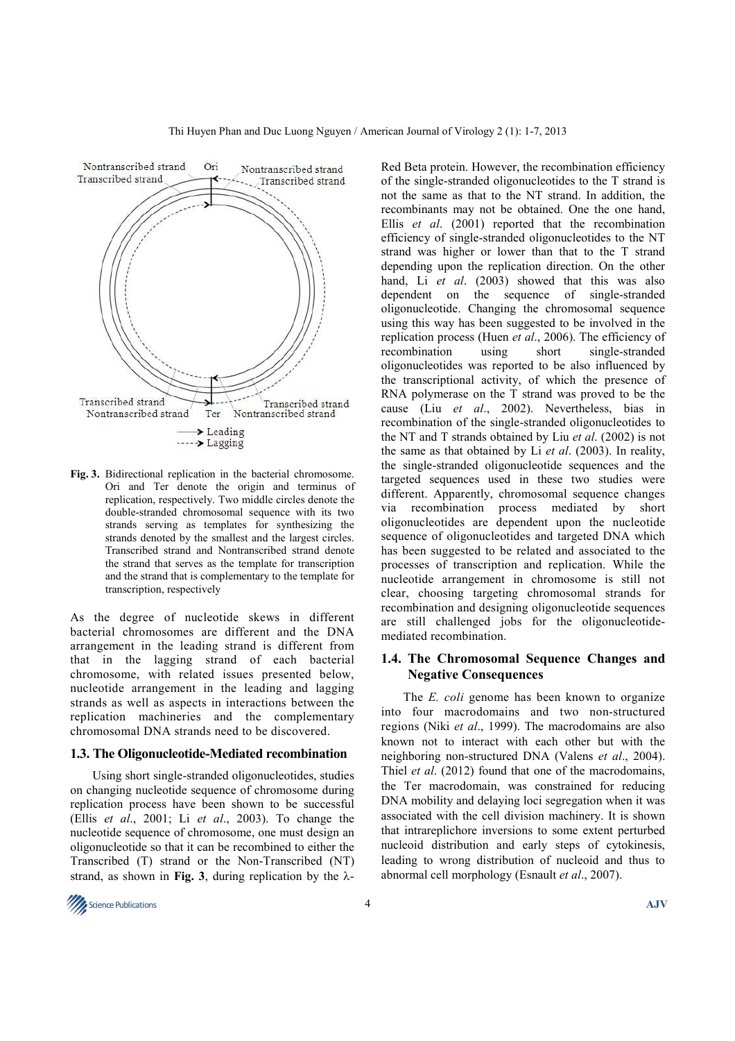Fig. 3. Bidirectional replication in the bacterial chromosome. Ori and Ter denote the origin and terminus of replication, respectively. Two middle circles denote the double-stranded chromosomal sequence with its two strands serving as templates for synthesizing the strands denoted by the smallest and the largest circles. Transcribed strand and Nontranscribed strand denote the strand that serves as the template for transcription and the strand that is complementary to the template for transcription, respectively

As the degree of nucleotide skews in different bacterial chromosomes are different and the DNA arrangement in the leading strand is different from that in the lagging strand of each bacterial chromosome, with related issues presented below, nucleotide arrangement in the leading and lagging strands as well as aspects in interactions between the replication machineries and the complementary chromosomal DNA strands need to be discovered.

### 1.3. The Oligonucleotide-Mediated recombination

Using short single-stranded oligonucleotides, studies on changing nucleotide sequence of chromosome during replication process have been shown to be successful (Ellis *et al*., 2001; Li *et al*., 2003). To change the nucleotide sequence of chromosome, one must design an oligonucleotide so that it can be recombined to either the Transcribed (T) strand or the Non-Transcribed (NT) strand, as shown in **Fig. 3**, during replication by the λ-Red Beta protein. However, the recombination efficiency of the single-stranded oligonucleotides to the T strand is not the same as that to the NT strand. In addition, the recombinants may not be obtained. One the one hand, Ellis *et al*. (2001) reported that the recombination efficiency of single-stranded oligonucleotides to the NT strand was higher or lower than that to the T strand depending upon the replication direction. On the other hand, Li *et al*. (2003) showed that this was also dependent on the sequence of single-stranded oligonucleotide. Changing the chromosomal sequence using this way has been suggested to be involved in the replication process (Huen *et al*., 2006). The efficiency of recombination using short single-stranded oligonucleotides was reported to be also influenced by the transcriptional activity, of which the presence of RNA polymerase on the T strand was proved to be the cause (Liu *et al*., 2002). Nevertheless, bias in recombination of the single-stranded oligonucleotides to the NT and T strands obtained by Liu *et al*. (2002) is not the same as that obtained by Li *et al*. (2003). In reality, the single-stranded oligonucleotide sequences and the targeted sequences used in these two studies were different. Apparently, chromosomal sequence changes via recombination process mediated by short oligonucleotides are dependent upon the nucleotide sequence of oligonucleotides and targeted DNA which has been suggested to be related and associated to the processes of transcription and replication. While the nucleotide arrangement in chromosome is still not clear, choosing targeting chromosomal strands for recombination and designing oligonucleotide sequences are still challenged jobs for the oligonucleotide-mediated recombination.

### 1.4. The Chromosomal Sequence Changes and Negative Consequences

The *E. coli* genome has been known to organize into four macrodomains and two non-structured regions (Niki *et al*., 1999). The macrodomains are also known not to interact with each other but with the neighboring non-structured DNA (Valens *et al*., 2004). Thiel *et al*. (2012) found that one of the macrodomains, the Ter macrodomain, was constrained for reducing DNA mobility and delaying loci segregation when it was associated with the cell division machinery. It is shown that intrareplichore inversions to some extent perturbed nucleoid distribution and early steps of cytokinesis, leading to wrong distribution of nucleoid and thus to abnormal cell morphology (Esnault *et al*., 2007).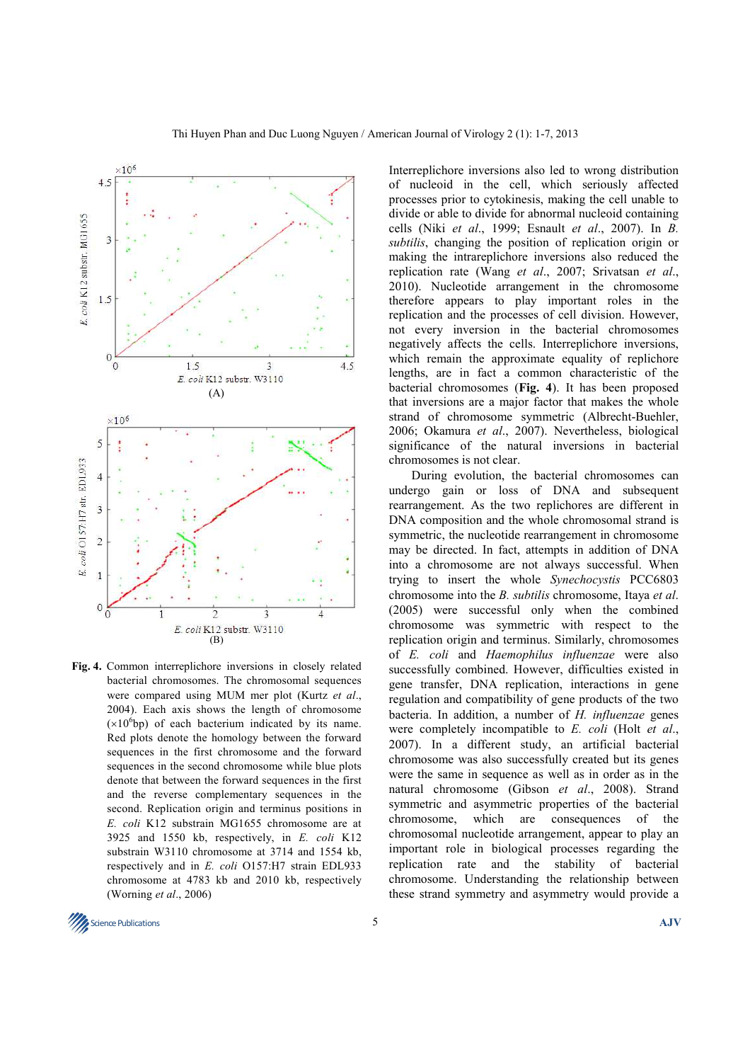**Fig. 4.** Common interreplichore inversions in closely related bacterial chromosomes. The chromosomal sequences were compared using MUM mer plot (Kurtz *et al*., 2004). Each axis shows the length of chromosome ($\times 10^6$bp) of each bacterium indicated by its name. Red plots denote the homology between the forward sequences in the first chromosome and the forward sequences in the second chromosome while blue plots denote that between the forward sequences in the first and the reverse complementary sequences in the second. Replication origin and terminus positions in *E. coli* K12 substrain MG1655 chromosome are at 3925 and 1550 kb, respectively, in *E. coli* K12 substrain W3110 chromosome at 3714 and 1554 kb, respectively and in *E. coli* O157:H7 strain EDL933 chromosome at 4783 kb and 2010 kb, respectively (Worning *et al*., 2006)

Interreplichore inversions also led to wrong distribution of nucleoid in the cell, which seriously affected processes prior to cytokinesis, making the cell unable to divide or able to divide for abnormal nucleoid containing cells (Niki *et al*., 1999; Esnault *et al*., 2007). In *B. subtilis*, changing the position of replication origin or making the intrareplichore inversions also reduced the replication rate (Wang *et al*., 2007; Srivatsan *et al*., 2010). Nucleotide arrangement in the chromosome therefore appears to play important roles in the replication and the processes of cell division. However, not every inversion in the bacterial chromosomes negatively affects the cells. Interreplichore inversions, which remain the approximate equality of replichore lengths, are in fact a common characteristic of the bacterial chromosomes (**Fig. 4**). It has been proposed that inversions are a major factor that makes the whole strand of chromosome symmetric (Albrecht-Buehler, 2006; Okamura *et al*., 2007). Nevertheless, biological significance of the natural inversions in bacterial chromosomes is not clear.

During evolution, the bacterial chromosomes can undergo gain or loss of DNA and subsequent rearrangement. As the two replichores are different in DNA composition and the whole chromosomal strand is symmetric, the nucleotide rearrangement in chromosome may be directed. In fact, attempts in addition of DNA into a chromosome are not always successful. When trying to insert the whole *Synechocystis* PCC6803 chromosome into the *B. subtilis* chromosome, Itaya *et al*. (2005) were successful only when the combined chromosome was symmetric with respect to the replication origin and terminus. Similarly, chromosomes of *E. coli* and *Haemophilus influenzae* were also successfully combined. However, difficulties existed in gene transfer, DNA replication, interactions in gene regulation and compatibility of gene products of the two bacteria. In addition, a number of *H. influenzae* genes were completely incompatible to *E. coli* (Holt *et al*., 2007). In a different study, an artificial bacterial chromosome was also successfully created but its genes were the same in sequence as well as in order as in the natural chromosome (Gibson *et al*., 2008). Strand symmetric and asymmetric properties of the bacterial chromosome, which are consequences of the chromosomal nucleotide arrangement, appear to play an important role in biological processes regarding the replication rate and the stability of bacterial chromosome. Understanding the relationship between these strand symmetry and asymmetry would provide a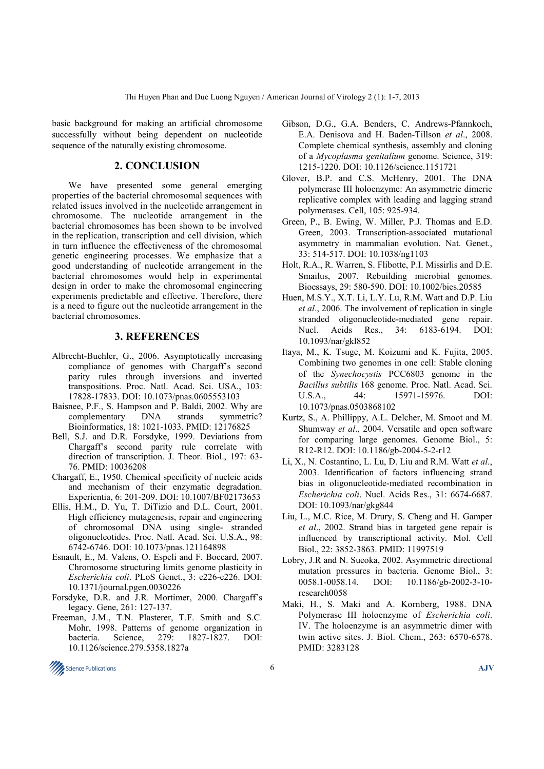basic background for making an artificial chromosome successfully without being dependent on nucleotide sequence of the naturally existing chromosome.

## 2. CONCLUSION

We have presented some general emerging properties of the bacterial chromosomal sequences with related issues involved in the nucleotide arrangement in chromosome. The nucleotide arrangement in the bacterial chromosomes has been shown to be involved in the replication, transcription and cell division, which in turn influence the effectiveness of the chromosomal genetic engineering processes. We emphasize that a good understanding of nucleotide arrangement in the bacterial chromosomes would help in experimental design in order to make the chromosomal engineering experiments predictable and effective. Therefore, there is a need to figure out the nucleotide arrangement in the bacterial chromosomes.

## 3. REFERENCES

Albrecht-Buehler, G., 2006. Asymptotically increasing compliance of genomes with Chargaff's second parity rules through inversions and inverted transpositions. Proc. Natl. Acad. Sci. USA., 103: 17828-17833. DOI: 10.1073/pnas.0605553103

Baisnee, P.F., S. Hampson and P. Baldi, 2002. Why are complementary DNA strands symmetric? Bioinformatics, 18: 1021-1033. PMID: 12176825

Bell, S.J. and D.R. Forsdyke, 1999. Deviations from Chargaff's second parity rule correlate with direction of transcription. J. Theor. Biol., 197: 63-76. PMID: 10036208

Chargaff, E., 1950. Chemical specificity of nucleic acids and mechanism of their enzymatic degradation. Experientia, 6: 201-209. DOI: 10.1007/BF02173653

Ellis, H.M., D. Yu, T. DiTizio and D.L. Court, 2001. High efficiency mutagenesis, repair and engineering of chromosomal DNA using single- stranded oligonucleotides. Proc. Natl. Acad. Sci. U.S.A., 98: 6742-6746. DOI: 10.1073/pnas.121164898

Esnault, E., M. Valens, O. Espeli and F. Boccard, 2007. Chromosome structuring limits genome plasticity in *Escherichia coli*. PLoS Genet., 3: e226-e226. DOI: 10.1371/journal.pgen.0030226

Forsdyke, D.R. and J.R. Mortimer, 2000. Chargaff's legacy. Gene, 261: 127-137.

Freeman, J.M., T.N. Plasterer, T.F. Smith and S.C. Mohr, 1998. Patterns of genome organization in bacteria. Science, 279: 1827-1827. DOI: 10.1126/science.279.5358.1827a

Gibson, D.G., G.A. Benders, C. Andrews-Pfannkoch, E.A. Denisova and H. Baden-Tillson *et al*., 2008. Complete chemical synthesis, assembly and cloning of a *Mycoplasma genitalium* genome. Science, 319: 1215-1220. DOI: 10.1126/science.1151721

Glover, B.P. and C.S. McHenry, 2001. The DNA polymerase III holoenzyme: An asymmetric dimeric replicative complex with leading and lagging strand polymerases. Cell, 105: 925-934.

Green, P., B. Ewing, W. Miller, P.J. Thomas and E.D. Green, 2003. Transcription-associated mutational asymmetry in mammalian evolution. Nat. Genet., 33: 514-517. DOI: 10.1038/ng1103

Holt, R.A., R. Warren, S. Flibotte, P.I. Missirlis and D.E. Smailus, 2007. Rebuilding microbial genomes. Bioessays, 29: 580-590. DOI: 10.1002/bies.20585

Huen, M.S.Y., X.T. Li, L.Y. Lu, R.M. Watt and D.P. Liu *et al*., 2006. The involvement of replication in single stranded oligonucleotide-mediated gene repair. Nucl. Acids Res., 34: 6183-6194. DOI: 10.1093/nar/gkl852

Itaya, M., K. Tsuge, M. Koizumi and K. Fujita, 2005. Combining two genomes in one cell: Stable cloning of the *Synechocystis* PCC6803 genome in the *Bacillus subtilis* 168 genome. Proc. Natl. Acad. Sci. U.S.A., 44: 15971-15976. DOI: 10.1073/pnas.0503868102

Kurtz, S., A. Phillippy, A.L. Delcher, M. Smoot and M. Shumway *et al*., 2004. Versatile and open software for comparing large genomes. Genome Biol., 5: R12-R12. DOI: 10.1186/gb-2004-5-2-r12

Li, X., N. Costantino, L. Lu, D. Liu and R.M. Watt *et al*., 2003. Identification of factors influencing strand bias in oligonucleotide-mediated recombination in *Escherichia coli*. Nucl. Acids Res., 31: 6674-6687. DOI: 10.1093/nar/gkg844

Liu, L., M.C. Rice, M. Drury, S. Cheng and H. Gamper *et al*., 2002. Strand bias in targeted gene repair is influenced by transcriptional activity. Mol. Cell Biol., 22: 3852-3863. PMID: 11997519

Lobry, J.R and N. Sueoka, 2002. Asymmetric directional mutation pressures in bacteria. Genome Biol., 3: 0058.1-0058.14. DOI: 10.1186/gb-2002-3-10-research0058

Maki, H., S. Maki and A. Kornberg, 1988. DNA Polymerase III holoenzyme of *Escherichia coli*. IV. The holoenzyme is an asymmetric dimer with twin active sites. J. Biol. Chem., 263: 6570-6578. PMID: 3283128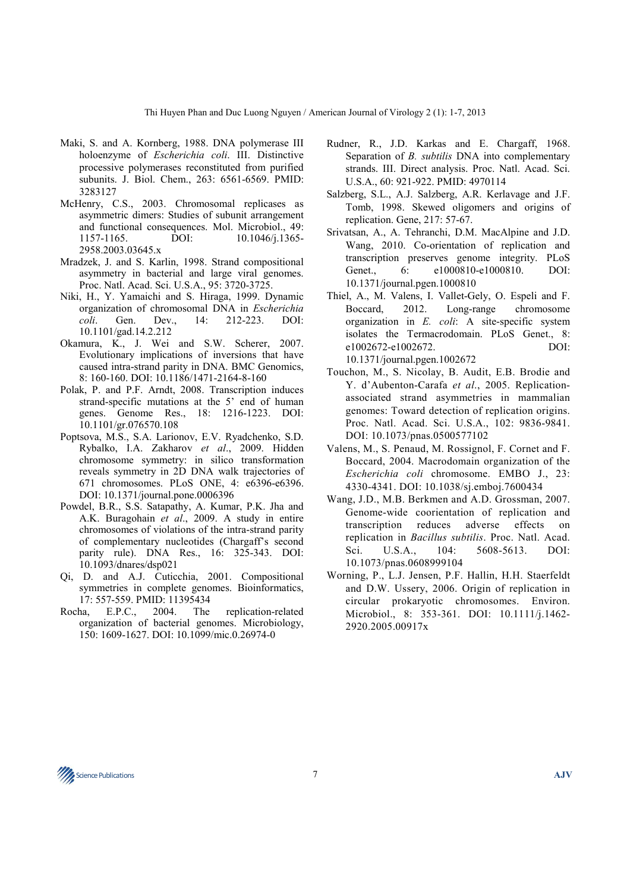Maki, S. and A. Kornberg, 1988. DNA polymerase III holoenzyme of *Escherichia coli*. III. Distinctive processive polymerases reconstituted from purified subunits. J. Biol. Chem., 263: 6561-6569. PMID: 3283127

McHenry, C.S., 2003. Chromosomal replicases as asymmetric dimers: Studies of subunit arrangement and functional consequences. Mol. Microbiol., 49: 1157-1165. DOI: 10.1046/j.1365-2958.2003.03645.x

Mradzek, J. and S. Karlin, 1998. Strand compositional asymmetry in bacterial and large viral genomes. Proc. Natl. Acad. Sci. U.S.A., 95: 3720-3725.

Niki, H., Y. Yamaichi and S. Hiraga, 1999. Dynamic organization of chromosomal DNA in *Escherichia coli*. Gen. Dev., 14: 212-223. DOI: 10.1101/gad.14.2.212

Okamura, K., J. Wei and S.W. Scherer, 2007. Evolutionary implications of inversions that have caused intra-strand parity in DNA. BMC Genomics, 8: 160-160. DOI: 10.1186/1471-2164-8-160

Polak, P. and P.F. Arndt, 2008. Transcription induces strand-specific mutations at the 5' end of human genes. Genome Res., 18: 1216-1223. DOI: 10.1101/gr.076570.108

Poptsova, M.S., S.A. Larionov, E.V. Ryadchenko, S.D. Rybalko, I.A. Zakharov *et al*., 2009. Hidden chromosome symmetry: in silico transformation reveals symmetry in 2D DNA walk trajectories of 671 chromosomes. PLoS ONE, 4: e6396-e6396. DOI: 10.1371/journal.pone.0006396

Powdel, B.R., S.S. Satapathy, A. Kumar, P.K. Jha and A.K. Buragohain *et al*., 2009. A study in entire chromosomes of violations of the intra-strand parity of complementary nucleotides (Chargaff's second parity rule). DNA Res., 16: 325-343. DOI: 10.1093/dnares/dsp021

Qi, D. and A.J. Cuticchia, 2001. Compositional symmetries in complete genomes. Bioinformatics, 17: 557-559. PMID: 11395434

Rocha, E.P.C., 2004. The replication-related organization of bacterial genomes. Microbiology, 150: 1609-1627. DOI: 10.1099/mic.0.26974-0

Rudner, R., J.D. Karkas and E. Chargaff, 1968. Separation of *B. subtilis* DNA into complementary strands. III. Direct analysis. Proc. Natl. Acad. Sci. U.S.A., 60: 921-922. PMID: 4970114

Salzberg, S.L., A.J. Salzberg, A.R. Kerlavage and J.F. Tomb, 1998. Skewed oligomers and origins of replication. Gene, 217: 57-67.

Srivatsan, A., A. Tehranchi, D.M. MacAlpine and J.D. Wang, 2010. Co-orientation of replication and transcription preserves genome integrity. PLoS Genet., 6: e1000810-e1000810. DOI: 10.1371/journal.pgen.1000810

Thiel, A., M. Valens, I. Vallet-Gely, O. Espeli and F. Boccard, 2012. Long-range chromosome organization in *E. coli*: A site-specific system isolates the Termacrodomain. PLoS Genet., 8: e1002672-e1002672. DOI: 10.1371/journal.pgen.1002672

Touchon, M., S. Nicolay, B. Audit, E.B. Brodie and Y. d'Aubenton-Carafa *et al*., 2005. Replication-associated strand asymmetries in mammalian genomes: Toward detection of replication origins. Proc. Natl. Acad. Sci. U.S.A., 102: 9836-9841. DOI: 10.1073/pnas.0500577102

Valens, M., S. Penaud, M. Rossignol, F. Cornet and F. Boccard, 2004. Macrodomain organization of the *Escherichia coli* chromosome. EMBO J., 23: 4330-4341. DOI: 10.1038/sj.emboj.7600434

Wang, J.D., M.B. Berkmen and A.D. Grossman, 2007. Genome-wide coorientation of replication and transcription reduces adverse effects on replication in *Bacillus subtilis*. Proc. Natl. Acad. Sci. U.S.A., 104: 5608-5613. DOI: 10.1073/pnas.0608999104

Worning, P., L.J. Jensen, P.F. Hallin, H.H. Staerfeldt and D.W. Ussery, 2006. Origin of replication in circular prokaryotic chromosomes. Environ. Microbiol., 8: 353-361. DOI: 10.1111/j.1462-2920.2005.00917x